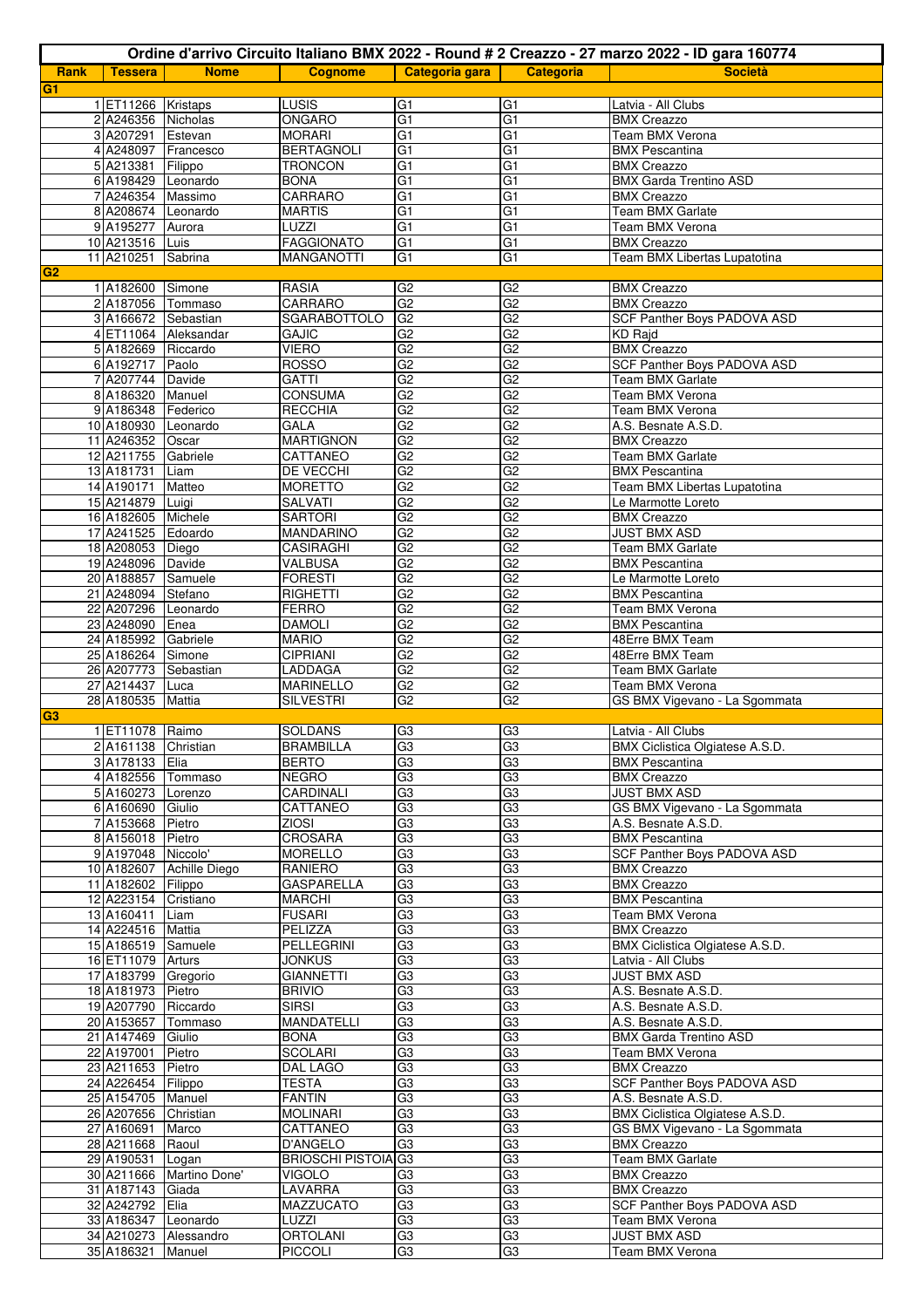# Ordine d'arrivo Circuito Italiano BMX 2022 - Round # 2 Creazzo - 27 marzo 2022 - ID gara 160774

| Rank | Tessera | Nome | Cognome | Categoria gara | Categoria | Società |
|---|---|---|---|---|---|---|
| **G1** | | | | | | |
| 1 | ET11266 | Kristaps | LUSIS | G1 | G1 | Latvia - All Clubs |
| 2 | A246356 | Nicholas | ONGARO | G1 | G1 | BMX Creazzo |
| 3 | A207291 | Estevan | MORARI | G1 | G1 | Team BMX Verona |
| 4 | A248097 | Francesco | BERTAGNOLI | G1 | G1 | BMX Pescantina |
| 5 | A213381 | Filippo | TRONCON | G1 | G1 | BMX Creazzo |
| 6 | A198429 | Leonardo | BONA | G1 | G1 | BMX Garda Trentino ASD |
| 7 | A246354 | Massimo | CARRARO | G1 | G1 | BMX Creazzo |
| 8 | A208674 | Leonardo | MARTIS | G1 | G1 | Team BMX Garlate |
| 9 | A195277 | Aurora | LUZZI | G1 | G1 | Team BMX Verona |
| 10 | A213516 | Luis | FAGGIONATO | G1 | G1 | BMX Creazzo |
| 11 | A210251 | Sabrina | MANGANOTTI | G1 | G1 | Team BMX Libertas Lupatotina |
| **G2** | | | | | | |
| 1 | A182600 | Simone | RASIA | G2 | G2 | BMX Creazzo |
| 2 | A187056 | Tommaso | CARRARO | G2 | G2 | BMX Creazzo |
| 3 | A166672 | Sebastian | SGARABOTTOLO | G2 | G2 | SCF Panther Boys PADOVA ASD |
| 4 | ET11064 | Aleksandar | GAJIC | G2 | G2 | KD Rajd |
| 5 | A182669 | Riccardo | VIERO | G2 | G2 | BMX Creazzo |
| 6 | A192717 | Paolo | ROSSO | G2 | G2 | SCF Panther Boys PADOVA ASD |
| 7 | A207744 | Davide | GATTI | G2 | G2 | Team BMX Garlate |
| 8 | A186320 | Manuel | CONSUMA | G2 | G2 | Team BMX Verona |
| 9 | A186348 | Federico | RECCHIA | G2 | G2 | Team BMX Verona |
| 10 | A180930 | Leonardo | GALA | G2 | G2 | A.S. Besnate A.S.D. |
| 11 | A246352 | Oscar | MARTIGNON | G2 | G2 | BMX Creazzo |
| 12 | A211755 | Gabriele | CATTANEO | G2 | G2 | Team BMX Garlate |
| 13 | A181731 | Liam | DE VECCHI | G2 | G2 | BMX Pescantina |
| 14 | A190171 | Matteo | MORETTO | G2 | G2 | Team BMX Libertas Lupatotina |
| 15 | A214879 | Luigi | SALVATI | G2 | G2 | Le Marmotte Loreto |
| 16 | A182605 | Michele | SARTORI | G2 | G2 | BMX Creazzo |
| 17 | A241525 | Edoardo | MANDARINO | G2 | G2 | JUST BMX ASD |
| 18 | A208053 | Diego | CASIRAGHI | G2 | G2 | Team BMX Garlate |
| 19 | A248096 | Davide | VALBUSA | G2 | G2 | BMX Pescantina |
| 20 | A188857 | Samuele | FORESTI | G2 | G2 | Le Marmotte Loreto |
| 21 | A248094 | Stefano | RIGHETTI | G2 | G2 | BMX Pescantina |
| 22 | A207296 | Leonardo | FERRO | G2 | G2 | Team BMX Verona |
| 23 | A248090 | Enea | DAMOLI | G2 | G2 | BMX Pescantina |
| 24 | A185992 | Gabriele | MARIO | G2 | G2 | 48Erre BMX Team |
| 25 | A186264 | Simone | CIPRIANI | G2 | G2 | 48Erre BMX Team |
| 26 | A207773 | Sebastian | LADDAGA | G2 | G2 | Team BMX Garlate |
| 27 | A214437 | Luca | MARINELLO | G2 | G2 | Team BMX Verona |
| 28 | A180535 | Mattia | SILVESTRI | G2 | G2 | GS BMX Vigevano - La Sgommata |
| **G3** | | | | | | |
| 1 | ET11078 | Raimo | SOLDANS | G3 | G3 | Latvia - All Clubs |
| 2 | A161138 | Christian | BRAMBILLA | G3 | G3 | BMX Ciclistica Olgiatese A.S.D. |
| 3 | A178133 | Elia | BERTO | G3 | G3 | BMX Pescantina |
| 4 | A182556 | Tommaso | NEGRO | G3 | G3 | BMX Creazzo |
| 5 | A160273 | Lorenzo | CARDINALI | G3 | G3 | JUST BMX ASD |
| 6 | A160690 | Giulio | CATTANEO | G3 | G3 | GS BMX Vigevano - La Sgommata |
| 7 | A153668 | Pietro | ZIOSI | G3 | G3 | A.S. Besnate A.S.D. |
| 8 | A156018 | Pietro | CROSARA | G3 | G3 | BMX Pescantina |
| 9 | A197048 | Niccolo' | MORELLO | G3 | G3 | SCF Panther Boys PADOVA ASD |
| 10 | A182607 | Achille Diego | RANIERO | G3 | G3 | BMX Creazzo |
| 11 | A182602 | Filippo | GASPARELLA | G3 | G3 | BMX Creazzo |
| 12 | A223154 | Cristiano | MARCHI | G3 | G3 | BMX Pescantina |
| 13 | A160411 | Liam | FUSARI | G3 | G3 | Team BMX Verona |
| 14 | A224516 | Mattia | PELIZZA | G3 | G3 | BMX Creazzo |
| 15 | A186519 | Samuele | PELLEGRINI | G3 | G3 | BMX Ciclistica Olgiatese A.S.D. |
| 16 | ET11079 | Arturs | JONKUS | G3 | G3 | Latvia - All Clubs |
| 17 | A183799 | Gregorio | GIANNETTI | G3 | G3 | JUST BMX ASD |
| 18 | A181973 | Pietro | BRIVIO | G3 | G3 | A.S. Besnate A.S.D. |
| 19 | A207790 | Riccardo | SIRSI | G3 | G3 | A.S. Besnate A.S.D. |
| 20 | A153657 | Tommaso | MANDATELLI | G3 | G3 | A.S. Besnate A.S.D. |
| 21 | A147469 | Giulio | BONA | G3 | G3 | BMX Garda Trentino ASD |
| 22 | A197001 | Pietro | SCOLARI | G3 | G3 | Team BMX Verona |
| 23 | A211653 | Pietro | DAL LAGO | G3 | G3 | BMX Creazzo |
| 24 | A226454 | Filippo | TESTA | G3 | G3 | SCF Panther Boys PADOVA ASD |
| 25 | A154705 | Manuel | FANTIN | G3 | G3 | A.S. Besnate A.S.D. |
| 26 | A207656 | Christian | MOLINARI | G3 | G3 | BMX Ciclistica Olgiatese A.S.D. |
| 27 | A160691 | Marco | CATTANEO | G3 | G3 | GS BMX Vigevano - La Sgommata |
| 28 | A211668 | Raoul | D'ANGELO | G3 | G3 | BMX Creazzo |
| 29 | A190531 | Logan | BRIOSCHI PISTOIA | G3 | G3 | Team BMX Garlate |
| 30 | A211666 | Martino Done' | VIGOLO | G3 | G3 | BMX Creazzo |
| 31 | A187143 | Giada | LAVARRA | G3 | G3 | BMX Creazzo |
| 32 | A242792 | Elia | MAZZUCATO | G3 | G3 | SCF Panther Boys PADOVA ASD |
| 33 | A186347 | Leonardo | LUZZI | G3 | G3 | Team BMX Verona |
| 34 | A210273 | Alessandro | ORTOLANI | G3 | G3 | JUST BMX ASD |
| 35 | A186321 | Manuel | PICCOLI | G3 | G3 | Team BMX Verona |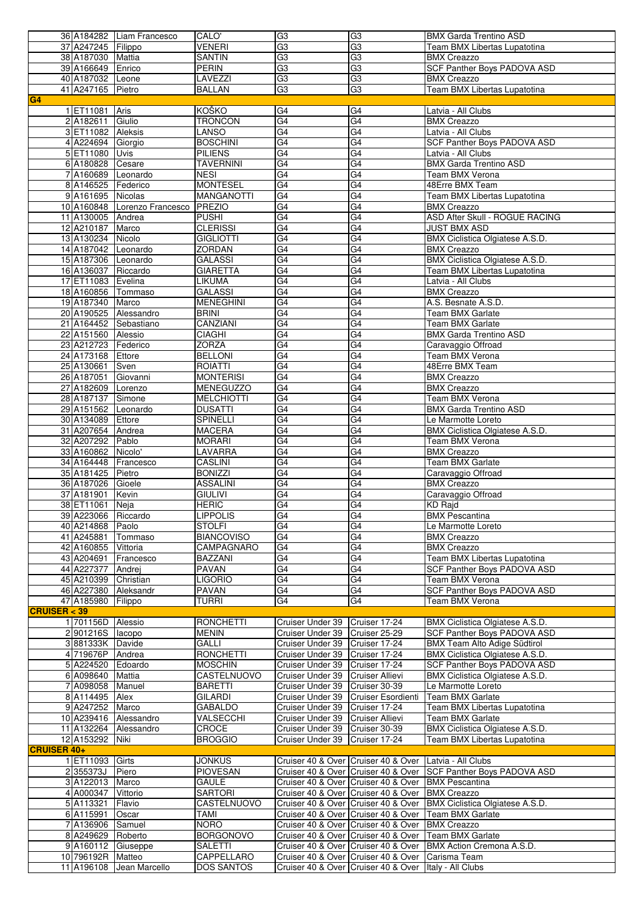| | | | | | | |
|---|---|---|---|---|---|---|
| 36 | A184282 | Liam Francesco | CALO' | G3 | G3 | BMX Garda Trentino ASD |
| 37 | A247245 | Filippo | VENERI | G3 | G3 | Team BMX Libertas Lupatotina |
| 38 | A187030 | Mattia | SANTIN | G3 | G3 | BMX Creazzo |
| 39 | A166649 | Enrico | PERIN | G3 | G3 | SCF Panther Boys PADOVA ASD |
| 40 | A187032 | Leone | LAVEZZI | G3 | G3 | BMX Creazzo |
| 41 | A247165 | Pietro | BALLAN | G3 | G3 | Team BMX Libertas Lupatotina |
| **G4** | | | | | | |
| 1 | ET11081 | Aris | KOŠKO | G4 | G4 | Latvia - All Clubs |
| 2 | A182611 | Giulio | TRONCON | G4 | G4 | BMX Creazzo |
| 3 | ET11082 | Aleksis | LANSO | G4 | G4 | Latvia - All Clubs |
| 4 | A224694 | Giorgio | BOSCHINI | G4 | G4 | SCF Panther Boys PADOVA ASD |
| 5 | ET11080 | Uvis | PILIENS | G4 | G4 | Latvia - All Clubs |
| 6 | A180828 | Cesare | TAVERNINI | G4 | G4 | BMX Garda Trentino ASD |
| 7 | A160689 | Leonardo | NESI | G4 | G4 | Team BMX Verona |
| 8 | A146525 | Federico | MONTESEL | G4 | G4 | 48Erre BMX Team |
| 9 | A161695 | Nicolas | MANGANOTTI | G4 | G4 | Team BMX Libertas Lupatotina |
| 10 | A160848 | Lorenzo Francesco | PREZIO | G4 | G4 | BMX Creazzo |
| 11 | A130005 | Andrea | PUSHI | G4 | G4 | ASD After Skull - ROGUE RACING |
| 12 | A210187 | Marco | CLERISSI | G4 | G4 | JUST BMX ASD |
| 13 | A130234 | Nicolo | GIGLIOTTI | G4 | G4 | BMX Ciclistica Olgiatese A.S.D. |
| 14 | A187042 | Leonardo | ZORDAN | G4 | G4 | BMX Creazzo |
| 15 | A187306 | Leonardo | GALASSI | G4 | G4 | BMX Ciclistica Olgiatese A.S.D. |
| 16 | A136037 | Riccardo | GIARETTA | G4 | G4 | Team BMX Libertas Lupatotina |
| 17 | ET11083 | Evelina | LIKUMA | G4 | G4 | Latvia - All Clubs |
| 18 | A160856 | Tommaso | GALASSI | G4 | G4 | BMX Creazzo |
| 19 | A187340 | Marco | MENEGHINI | G4 | G4 | A.S. Besnate A.S.D. |
| 20 | A190525 | Alessandro | BRINI | G4 | G4 | Team BMX Garlate |
| 21 | A164452 | Sebastiano | CANZIANI | G4 | G4 | Team BMX Garlate |
| 22 | A151560 | Alessio | CIAGHI | G4 | G4 | BMX Garda Trentino ASD |
| 23 | A212723 | Federico | ZORZA | G4 | G4 | Caravaggio Offroad |
| 24 | A173168 | Ettore | BELLONI | G4 | G4 | Team BMX Verona |
| 25 | A130661 | Sven | ROIATTI | G4 | G4 | 48Erre BMX Team |
| 26 | A187051 | Giovanni | MONTERISI | G4 | G4 | BMX Creazzo |
| 27 | A182609 | Lorenzo | MENEGUZZO | G4 | G4 | BMX Creazzo |
| 28 | A187137 | Simone | MELCHIOTTI | G4 | G4 | Team BMX Verona |
| 29 | A151562 | Leonardo | DUSATTI | G4 | G4 | BMX Garda Trentino ASD |
| 30 | A134089 | Ettore | SPINELLI | G4 | G4 | Le Marmotte Loreto |
| 31 | A207654 | Andrea | MACERA | G4 | G4 | BMX Ciclistica Olgiatese A.S.D. |
| 32 | A207292 | Pablo | MORARI | G4 | G4 | Team BMX Verona |
| 33 | A160862 | Nicolo' | LAVARRA | G4 | G4 | BMX Creazzo |
| 34 | A164448 | Francesco | CASLINI | G4 | G4 | Team BMX Garlate |
| 35 | A181425 | Pietro | BONIZZI | G4 | G4 | Caravaggio Offroad |
| 36 | A187026 | Gioele | ASSALINI | G4 | G4 | BMX Creazzo |
| 37 | A181901 | Kevin | GIULIVI | G4 | G4 | Caravaggio Offroad |
| 38 | ET11061 | Neja | HERIC | G4 | G4 | KD Rajd |
| 39 | A223066 | Riccardo | LIPPOLIS | G4 | G4 | BMX Pescantina |
| 40 | A214868 | Paolo | STOLFI | G4 | G4 | Le Marmotte Loreto |
| 41 | A245881 | Tommaso | BIANCOVISO | G4 | G4 | BMX Creazzo |
| 42 | A160855 | Vittoria | CAMPAGNARO | G4 | G4 | BMX Creazzo |
| 43 | A204691 | Francesco | BAZZANI | G4 | G4 | Team BMX Libertas Lupatotina |
| 44 | A227377 | Andrej | PAVAN | G4 | G4 | SCF Panther Boys PADOVA ASD |
| 45 | A210399 | Christian | LIGORIO | G4 | G4 | Team BMX Verona |
| 46 | A227380 | Aleksandr | PAVAN | G4 | G4 | SCF Panther Boys PADOVA ASD |
| 47 | A185980 | Filippo | TURRI | G4 | G4 | Team BMX Verona |
| **CRUISER < 39** | | | | | | |
| 1 | 701156D | Alessio | RONCHETTI | Cruiser Under 39 | Cruiser 17-24 | BMX Ciclistica Olgiatese A.S.D. |
| 2 | 901216S | Iacopo | MENIN | Cruiser Under 39 | Cruiser 25-29 | SCF Panther Boys PADOVA ASD |
| 3 | 881333K | Davide | GALLI | Cruiser Under 39 | Cruiser 17-24 | BMX Team Alto Adige Südtirol |
| 4 | 719676P | Andrea | RONCHETTI | Cruiser Under 39 | Cruiser 17-24 | BMX Ciclistica Olgiatese A.S.D. |
| 5 | A224520 | Edoardo | MOSCHIN | Cruiser Under 39 | Cruiser 17-24 | SCF Panther Boys PADOVA ASD |
| 6 | A098640 | Mattia | CASTELNUOVO | Cruiser Under 39 | Cruiser Allievi | BMX Ciclistica Olgiatese A.S.D. |
| 7 | A098058 | Manuel | BARETTI | Cruiser Under 39 | Cruiser 30-39 | Le Marmotte Loreto |
| 8 | A114495 | Alex | GILARDI | Cruiser Under 39 | Cruiser Esordienti | Team BMX Garlate |
| 9 | A247252 | Marco | GABALDO | Cruiser Under 39 | Cruiser 17-24 | Team BMX Libertas Lupatotina |
| 10 | A239416 | Alessandro | VALSECCHI | Cruiser Under 39 | Cruiser Allievi | Team BMX Garlate |
| 11 | A132264 | Alessandro | CROCE | Cruiser Under 39 | Cruiser 30-39 | BMX Ciclistica Olgiatese A.S.D. |
| 12 | A153292 | Niki | BROGGIO | Cruiser Under 39 | Cruiser 17-24 | Team BMX Libertas Lupatotina |
| **CRUISER 40+** | | | | | | |
| 1 | ET11093 | Girts | JONKUS | Cruiser 40 & Over | Cruiser 40 & Over | Latvia - All Clubs |
| 2 | 355373J | Piero | PIOVESAN | Cruiser 40 & Over | Cruiser 40 & Over | SCF Panther Boys PADOVA ASD |
| 3 | A122013 | Marco | GAULE | Cruiser 40 & Over | Cruiser 40 & Over | BMX Pescantina |
| 4 | A000347 | Vittorio | SARTORI | Cruiser 40 & Over | Cruiser 40 & Over | BMX Creazzo |
| 5 | A113321 | Flavio | CASTELNUOVO | Cruiser 40 & Over | Cruiser 40 & Over | BMX Ciclistica Olgiatese A.S.D. |
| 6 | A115991 | Oscar | TAMI | Cruiser 40 & Over | Cruiser 40 & Over | Team BMX Garlate |
| 7 | A136906 | Samuel | NORO | Cruiser 40 & Over | Cruiser 40 & Over | BMX Creazzo |
| 8 | A249629 | Roberto | BORGONOVO | Cruiser 40 & Over | Cruiser 40 & Over | Team BMX Garlate |
| 9 | A160112 | Giuseppe | SALETTI | Cruiser 40 & Over | Cruiser 40 & Over | BMX Action Cremona A.S.D. |
| 10 | 796192R | Matteo | CAPPELLARO | Cruiser 40 & Over | Cruiser 40 & Over | Carisma Team |
| 11 | A196108 | Jean Marcello | DOS SANTOS | Cruiser 40 & Over | Cruiser 40 & Over | Italy - All Clubs |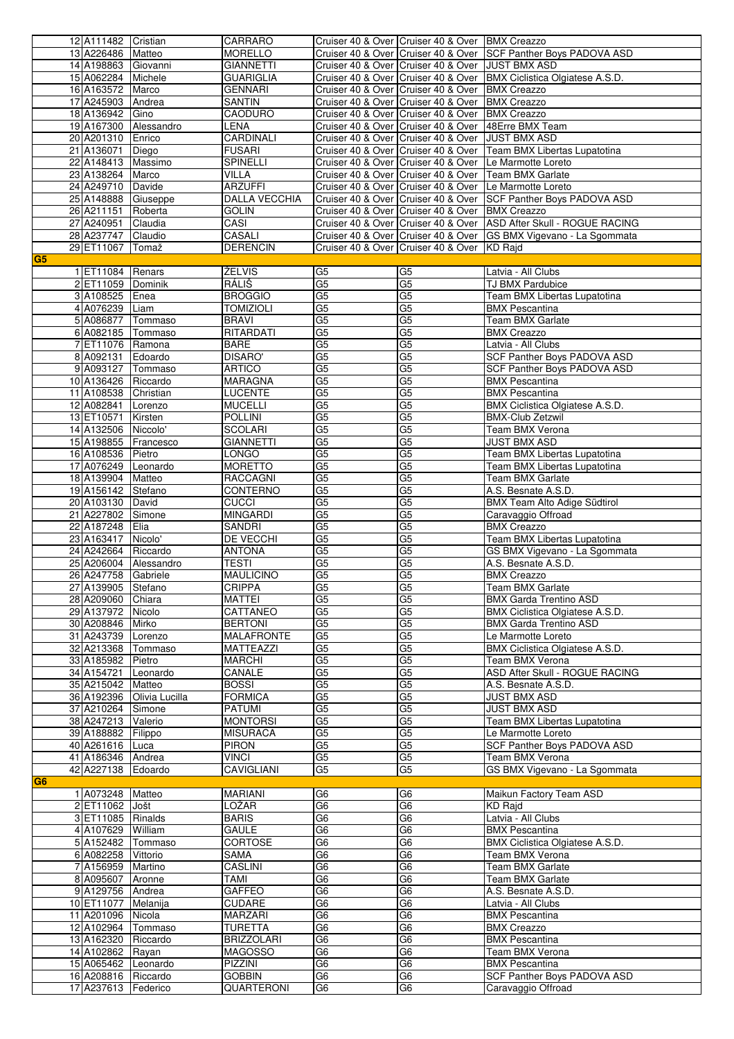| | | | | | | |
|---|---|---|---|---|---|---|
| 12 | A111482 | Cristian | CARRARO | Cruiser 40 & Over | Cruiser 40 & Over | BMX Creazzo |
| 13 | A226486 | Matteo | MORELLO | Cruiser 40 & Over | Cruiser 40 & Over | SCF Panther Boys PADOVA ASD |
| 14 | A198863 | Giovanni | GIANNETTI | Cruiser 40 & Over | Cruiser 40 & Over | JUST BMX ASD |
| 15 | A062284 | Michele | GUARIGLIA | Cruiser 40 & Over | Cruiser 40 & Over | BMX Ciclistica Olgiatese A.S.D. |
| 16 | A163572 | Marco | GENNARI | Cruiser 40 & Over | Cruiser 40 & Over | BMX Creazzo |
| 17 | A245903 | Andrea | SANTIN | Cruiser 40 & Over | Cruiser 40 & Over | BMX Creazzo |
| 18 | A136942 | Gino | CAODURO | Cruiser 40 & Over | Cruiser 40 & Over | BMX Creazzo |
| 19 | A167300 | Alessandro | LENA | Cruiser 40 & Over | Cruiser 40 & Over | 48Erre BMX Team |
| 20 | A201310 | Enrico | CARDINALI | Cruiser 40 & Over | Cruiser 40 & Over | JUST BMX ASD |
| 21 | A136071 | Diego | FUSARI | Cruiser 40 & Over | Cruiser 40 & Over | Team BMX Libertas Lupatotina |
| 22 | A148413 | Massimo | SPINELLI | Cruiser 40 & Over | Cruiser 40 & Over | Le Marmotte Loreto |
| 23 | A138264 | Marco | VILLA | Cruiser 40 & Over | Cruiser 40 & Over | Team BMX Garlate |
| 24 | A249710 | Davide | ARZUFFI | Cruiser 40 & Over | Cruiser 40 & Over | Le Marmotte Loreto |
| 25 | A148888 | Giuseppe | DALLA VECCHIA | Cruiser 40 & Over | Cruiser 40 & Over | SCF Panther Boys PADOVA ASD |
| 26 | A211151 | Roberta | GOLIN | Cruiser 40 & Over | Cruiser 40 & Over | BMX Creazzo |
| 27 | A240951 | Claudia | CASI | Cruiser 40 & Over | Cruiser 40 & Over | ASD After Skull - ROGUE RACING |
| 28 | A237747 | Claudio | CASALI | Cruiser 40 & Over | Cruiser 40 & Over | GS BMX Vigevano - La Sgommata |
| 29 | ET11067 | Tomaž | DERENCIN | Cruiser 40 & Over | Cruiser 40 & Over | KD Rajd |
| **G5** | | | | | | |
| 1 | ET11084 | Renars | ŽELVIS | G5 | G5 | Latvia - All Clubs |
| 2 | ET11059 | Dominik | RÁLIŠ | G5 | G5 | TJ BMX Pardubice |
| 3 | A108525 | Enea | BROGGIO | G5 | G5 | Team BMX Libertas Lupatotina |
| 4 | A076239 | Liam | TOMIZIOLI | G5 | G5 | BMX Pescantina |
| 5 | A086877 | Tommaso | BRAVI | G5 | G5 | Team BMX Garlate |
| 6 | A082185 | Tommaso | RITARDATI | G5 | G5 | BMX Creazzo |
| 7 | ET11076 | Ramona | BARE | G5 | G5 | Latvia - All Clubs |
| 8 | A092131 | Edoardo | DISARO' | G5 | G5 | SCF Panther Boys PADOVA ASD |
| 9 | A093127 | Tommaso | ARTICO | G5 | G5 | SCF Panther Boys PADOVA ASD |
| 10 | A136426 | Riccardo | MARAGNA | G5 | G5 | BMX Pescantina |
| 11 | A108538 | Christian | LUCENTE | G5 | G5 | BMX Pescantina |
| 12 | A082841 | Lorenzo | MUCELLI | G5 | G5 | BMX Ciclistica Olgiatese A.S.D. |
| 13 | ET10571 | Kirsten | POLLINI | G5 | G5 | BMX-Club Zetzwil |
| 14 | A132506 | Niccolo' | SCOLARI | G5 | G5 | Team BMX Verona |
| 15 | A198855 | Francesco | GIANNETTI | G5 | G5 | JUST BMX ASD |
| 16 | A108536 | Pietro | LONGO | G5 | G5 | Team BMX Libertas Lupatotina |
| 17 | A076249 | Leonardo | MORETTO | G5 | G5 | Team BMX Libertas Lupatotina |
| 18 | A139904 | Matteo | RACCAGNI | G5 | G5 | Team BMX Garlate |
| 19 | A156142 | Stefano | CONTERNO | G5 | G5 | A.S. Besnate A.S.D. |
| 20 | A103130 | David | CUCCI | G5 | G5 | BMX Team Alto Adige Sūdtirol |
| 21 | A227802 | Simone | MINGARDI | G5 | G5 | Caravaggio Offroad |
| 22 | A187248 | Elia | SANDRI | G5 | G5 | BMX Creazzo |
| 23 | A163417 | Nicolo' | DE VECCHI | G5 | G5 | Team BMX Libertas Lupatotina |
| 24 | A242664 | Riccardo | ANTONA | G5 | G5 | GS BMX Vigevano - La Sgommata |
| 25 | A206004 | Alessandro | TESTI | G5 | G5 | A.S. Besnate A.S.D. |
| 26 | A247758 | Gabriele | MAULICINO | G5 | G5 | BMX Creazzo |
| 27 | A139905 | Stefano | CRIPPA | G5 | G5 | Team BMX Garlate |
| 28 | A209060 | Chiara | MATTEI | G5 | G5 | BMX Garda Trentino ASD |
| 29 | A137972 | Nicolo | CATTANEO | G5 | G5 | BMX Ciclistica Olgiatese A.S.D. |
| 30 | A208846 | Mirko | BERTONI | G5 | G5 | BMX Garda Trentino ASD |
| 31 | A243739 | Lorenzo | MALAFRONTE | G5 | G5 | Le Marmotte Loreto |
| 32 | A213368 | Tommaso | MATTEAZZI | G5 | G5 | BMX Ciclistica Olgiatese A.S.D. |
| 33 | A185982 | Pietro | MARCHI | G5 | G5 | Team BMX Verona |
| 34 | A154721 | Leonardo | CANALE | G5 | G5 | ASD After Skull - ROGUE RACING |
| 35 | A215042 | Matteo | BOSSI | G5 | G5 | A.S. Besnate A.S.D. |
| 36 | A192396 | Olivia Lucilla | FORMICA | G5 | G5 | JUST BMX ASD |
| 37 | A210264 | Simone | PATUMI | G5 | G5 | JUST BMX ASD |
| 38 | A247213 | Valerio | MONTORSI | G5 | G5 | Team BMX Libertas Lupatotina |
| 39 | A188882 | Filippo | MISURACA | G5 | G5 | Le Marmotte Loreto |
| 40 | A261616 | Luca | PIRON | G5 | G5 | SCF Panther Boys PADOVA ASD |
| 41 | A186346 | Andrea | VINCI | G5 | G5 | Team BMX Verona |
| 42 | A227138 | Edoardo | CAVIGLIANI | G5 | G5 | GS BMX Vigevano - La Sgommata |
| **G6** | | | | | | |
| 1 | A073248 | Matteo | MARIANI | G6 | G6 | Maikun Factory Team ASD |
| 2 | ET11062 | Jošt | LOŽAR | G6 | G6 | KD Rajd |
| 3 | ET11085 | Rinalds | BARIS | G6 | G6 | Latvia - All Clubs |
| 4 | A107629 | William | GAULE | G6 | G6 | BMX Pescantina |
| 5 | A152482 | Tommaso | CORTOSE | G6 | G6 | BMX Ciclistica Olgiatese A.S.D. |
| 6 | A082258 | Vittorio | SAMA | G6 | G6 | Team BMX Verona |
| 7 | A156959 | Martino | CASLINI | G6 | G6 | Team BMX Garlate |
| 8 | A095607 | Aronne | TAMI | G6 | G6 | Team BMX Garlate |
| 9 | A129756 | Andrea | GAFFEO | G6 | G6 | A.S. Besnate A.S.D. |
| 10 | ET11077 | Melanija | CUDARE | G6 | G6 | Latvia - All Clubs |
| 11 | A201096 | Nicola | MARZARI | G6 | G6 | BMX Pescantina |
| 12 | A102964 | Tommaso | TURETTA | G6 | G6 | BMX Creazzo |
| 13 | A162320 | Riccardo | BRIZZOLARI | G6 | G6 | BMX Pescantina |
| 14 | A102862 | Rayan | MAGOSSO | G6 | G6 | Team BMX Verona |
| 15 | A065462 | Leonardo | PIZZINI | G6 | G6 | BMX Pescantina |
| 16 | A208816 | Riccardo | GOBBIN | G6 | G6 | SCF Panther Boys PADOVA ASD |
| 17 | A237613 | Federico | QUARTERONI | G6 | G6 | Caravaggio Offroad |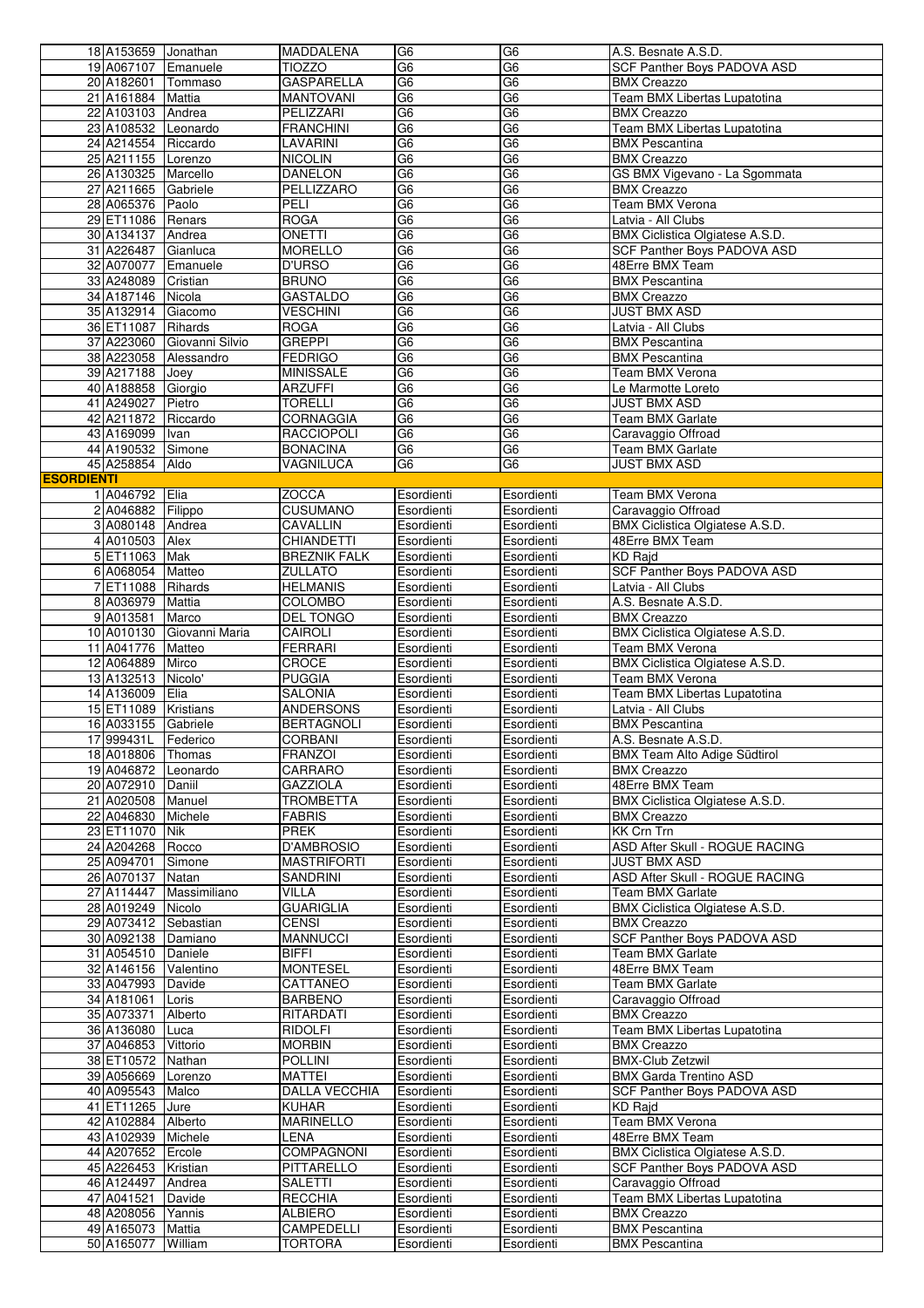| | | | | | |
|---|---|---|---|---|---|
| 18 | A153659 | Jonathan | MADDALENA | G6 | G6 | A.S. Besnate A.S.D. |
| 19 | A067107 | Emanuele | TIOZZO | G6 | G6 | SCF Panther Boys PADOVA ASD |
| 20 | A182601 | Tommaso | GASPARELLA | G6 | G6 | BMX Creazzo |
| 21 | A161884 | Mattia | MANTOVANI | G6 | G6 | Team BMX Libertas Lupatotina |
| 22 | A103103 | Andrea | PELIZZARI | G6 | G6 | BMX Creazzo |
| 23 | A108532 | Leonardo | FRANCHINI | G6 | G6 | Team BMX Libertas Lupatotina |
| 24 | A214554 | Riccardo | LAVARINI | G6 | G6 | BMX Pescantina |
| 25 | A211155 | Lorenzo | NICOLIN | G6 | G6 | BMX Creazzo |
| 26 | A130325 | Marcello | DANELON | G6 | G6 | GS BMX Vigevano - La Sgommata |
| 27 | A211665 | Gabriele | PELLIZZARO | G6 | G6 | BMX Creazzo |
| 28 | A065376 | Paolo | PELI | G6 | G6 | Team BMX Verona |
| 29 | ET11086 | Renars | ROGA | G6 | G6 | Latvia - All Clubs |
| 30 | A134137 | Andrea | ONETTI | G6 | G6 | BMX Ciclistica Olgiatese A.S.D. |
| 31 | A226487 | Gianluca | MORELLO | G6 | G6 | SCF Panther Boys PADOVA ASD |
| 32 | A070077 | Emanuele | D'URSO | G6 | G6 | 48Erre BMX Team |
| 33 | A248089 | Cristian | BRUNO | G6 | G6 | BMX Pescantina |
| 34 | A187146 | Nicola | GASTALDO | G6 | G6 | BMX Creazzo |
| 35 | A132914 | Giacomo | VESCHINI | G6 | G6 | JUST BMX ASD |
| 36 | ET11087 | Rihards | ROGA | G6 | G6 | Latvia - All Clubs |
| 37 | A223060 | Giovanni Silvio | GREPPI | G6 | G6 | BMX Pescantina |
| 38 | A223058 | Alessandro | FEDRIGO | G6 | G6 | BMX Pescantina |
| 39 | A217188 | Joey | MINISSALE | G6 | G6 | Team BMX Verona |
| 40 | A188858 | Giorgio | ARZUFFI | G6 | G6 | Le Marmotte Loreto |
| 41 | A249027 | Pietro | TORELLI | G6 | G6 | JUST BMX ASD |
| 42 | A211872 | Riccardo | CORNAGGIA | G6 | G6 | Team BMX Garlate |
| 43 | A169099 | Ivan | RACCIOPOLI | G6 | G6 | Caravaggio Offroad |
| 44 | A190532 | Simone | BONACINA | G6 | G6 | Team BMX Garlate |
| 45 | A258854 | Aldo | VAGNILUCA | G6 | G6 | JUST BMX ASD |
| **ESORDIENTI** | | | | | | |
| 1 | A046792 | Elia | ZOCCA | Esordienti | Esordienti | Team BMX Verona |
| 2 | A046882 | Filippo | CUSUMANO | Esordienti | Esordienti | Caravaggio Offroad |
| 3 | A080148 | Andrea | CAVALLIN | Esordienti | Esordienti | BMX Ciclistica Olgiatese A.S.D. |
| 4 | A010503 | Alex | CHIANDETTI | Esordienti | Esordienti | 48Erre BMX Team |
| 5 | ET11063 | Mak | BREZNIK FALK | Esordienti | Esordienti | KD Rajd |
| 6 | A068054 | Matteo | ZULLATO | Esordienti | Esordienti | SCF Panther Boys PADOVA ASD |
| 7 | ET11088 | Rihards | HELMANIS | Esordienti | Esordienti | Latvia - All Clubs |
| 8 | A036979 | Mattia | COLOMBO | Esordienti | Esordienti | A.S. Besnate A.S.D. |
| 9 | A013581 | Marco | DEL TONGO | Esordienti | Esordienti | BMX Creazzo |
| 10 | A010130 | Giovanni Maria | CAIROLI | Esordienti | Esordienti | BMX Ciclistica Olgiatese A.S.D. |
| 11 | A041776 | Matteo | FERRARI | Esordienti | Esordienti | Team BMX Verona |
| 12 | A064889 | Mirco | CROCE | Esordienti | Esordienti | BMX Ciclistica Olgiatese A.S.D. |
| 13 | A132513 | Nicolo' | PUGGIA | Esordienti | Esordienti | Team BMX Verona |
| 14 | A136009 | Elia | SALONIA | Esordienti | Esordienti | Team BMX Libertas Lupatotina |
| 15 | ET11089 | Kristians | ANDERSONS | Esordienti | Esordienti | Latvia - All Clubs |
| 16 | A033155 | Gabriele | BERTAGNOLI | Esordienti | Esordienti | BMX Pescantina |
| 17 | 999431L | Federico | CORBANI | Esordienti | Esordienti | A.S. Besnate A.S.D. |
| 18 | A018806 | Thomas | FRANZOI | Esordienti | Esordienti | BMX Team Alto Adige Südtirol |
| 19 | A046872 | Leonardo | CARRARO | Esordienti | Esordienti | BMX Creazzo |
| 20 | A072910 | Daniil | GAZZIOLA | Esordienti | Esordienti | 48Erre BMX Team |
| 21 | A020508 | Manuel | TROMBETTA | Esordienti | Esordienti | BMX Ciclistica Olgiatese A.S.D. |
| 22 | A046830 | Michele | FABRIS | Esordienti | Esordienti | BMX Creazzo |
| 23 | ET11070 | Nik | PREK | Esordienti | Esordienti | KK Crn Trn |
| 24 | A204268 | Rocco | D'AMBROSIO | Esordienti | Esordienti | ASD After Skull - ROGUE RACING |
| 25 | A094701 | Simone | MASTRIFORTI | Esordienti | Esordienti | JUST BMX ASD |
| 26 | A070137 | Natan | SANDRINI | Esordienti | Esordienti | ASD After Skull - ROGUE RACING |
| 27 | A114447 | Massimiliano | VILLA | Esordienti | Esordienti | Team BMX Garlate |
| 28 | A019249 | Nicolo | GUARIGLIA | Esordienti | Esordienti | BMX Ciclistica Olgiatese A.S.D. |
| 29 | A073412 | Sebastian | CENSI | Esordienti | Esordienti | BMX Creazzo |
| 30 | A092138 | Damiano | MANNUCCI | Esordienti | Esordienti | SCF Panther Boys PADOVA ASD |
| 31 | A054510 | Daniele | BIFFI | Esordienti | Esordienti | Team BMX Garlate |
| 32 | A146156 | Valentino | MONTESEL | Esordienti | Esordienti | 48Erre BMX Team |
| 33 | A047993 | Davide | CATTANEO | Esordienti | Esordienti | Team BMX Garlate |
| 34 | A181061 | Loris | BARBENO | Esordienti | Esordienti | Caravaggio Offroad |
| 35 | A073371 | Alberto | RITARDATI | Esordienti | Esordienti | BMX Creazzo |
| 36 | A136080 | Luca | RIDOLFI | Esordienti | Esordienti | Team BMX Libertas Lupatotina |
| 37 | A046853 | Vittorio | MORBIN | Esordienti | Esordienti | BMX Creazzo |
| 38 | ET10572 | Nathan | POLLINI | Esordienti | Esordienti | BMX-Club Zetzwil |
| 39 | A056669 | Lorenzo | MATTEI | Esordienti | Esordienti | BMX Garda Trentino ASD |
| 40 | A095543 | Malco | DALLA VECCHIA | Esordienti | Esordienti | SCF Panther Boys PADOVA ASD |
| 41 | ET11265 | Jure | KUHAR | Esordienti | Esordienti | KD Rajd |
| 42 | A102884 | Alberto | MARINELLO | Esordienti | Esordienti | Team BMX Verona |
| 43 | A102939 | Michele | LENA | Esordienti | Esordienti | 48Erre BMX Team |
| 44 | A207652 | Ercole | COMPAGNONI | Esordienti | Esordienti | BMX Ciclistica Olgiatese A.S.D. |
| 45 | A226453 | Kristian | PITTARELLO | Esordienti | Esordienti | SCF Panther Boys PADOVA ASD |
| 46 | A124497 | Andrea | SALETTI | Esordienti | Esordienti | Caravaggio Offroad |
| 47 | A041521 | Davide | RECCHIA | Esordienti | Esordienti | Team BMX Libertas Lupatotina |
| 48 | A208056 | Yannis | ALBIERO | Esordienti | Esordienti | BMX Creazzo |
| 49 | A165073 | Mattia | CAMPEDELLI | Esordienti | Esordienti | BMX Pescantina |
| 50 | A165077 | William | TORTORA | Esordienti | Esordienti | BMX Pescantina |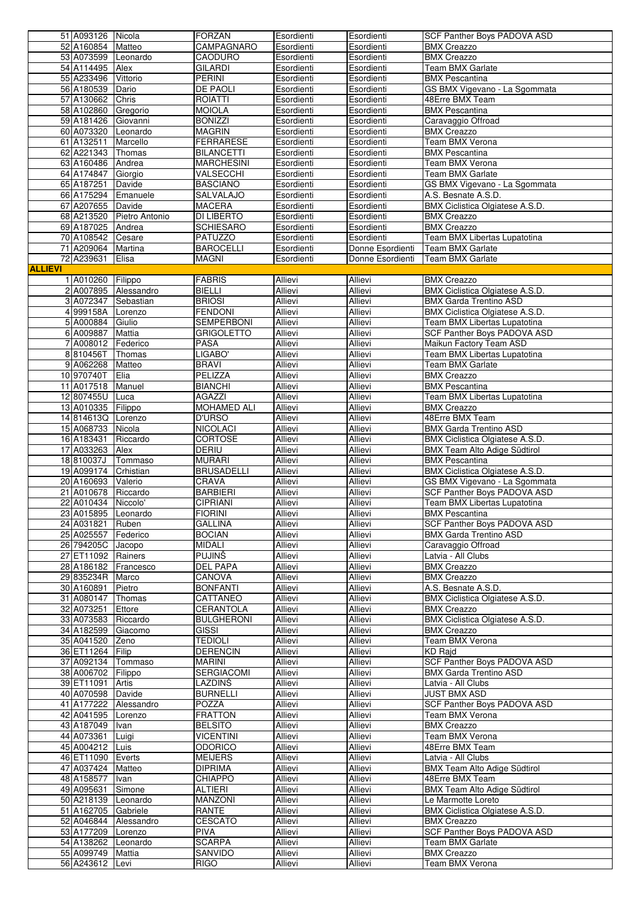| | | | | | | |
|---|---|---|---|---|---|---|
| 51 | A093126 | Nicola | FORZAN | Esordienti | Esordienti | SCF Panther Boys PADOVA ASD |
| 52 | A160854 | Matteo | CAMPAGNARO | Esordienti | Esordienti | BMX Creazzo |
| 53 | A073599 | Leonardo | CAODURO | Esordienti | Esordienti | BMX Creazzo |
| 54 | A114495 | Alex | GILARDI | Esordienti | Esordienti | Team BMX Garlate |
| 55 | A233496 | Vittorio | PERINI | Esordienti | Esordienti | BMX Pescantina |
| 56 | A180539 | Dario | DE PAOLI | Esordienti | Esordienti | GS BMX Vigevano - La Sgommata |
| 57 | A130662 | Chris | ROIATTI | Esordienti | Esordienti | 48Erre BMX Team |
| 58 | A102860 | Gregorio | MOIOLA | Esordienti | Esordienti | BMX Pescantina |
| 59 | A181426 | Giovanni | BONIZZI | Esordienti | Esordienti | Caravaggio Offroad |
| 60 | A073320 | Leonardo | MAGRIN | Esordienti | Esordienti | BMX Creazzo |
| 61 | A132511 | Marcello | FERRARESE | Esordienti | Esordienti | Team BMX Verona |
| 62 | A221343 | Thomas | BILANCETTI | Esordienti | Esordienti | BMX Pescantina |
| 63 | A160486 | Andrea | MARCHESINI | Esordienti | Esordienti | Team BMX Verona |
| 64 | A174847 | Giorgio | VALSECCHI | Esordienti | Esordienti | Team BMX Garlate |
| 65 | A187251 | Davide | BASCIANO | Esordienti | Esordienti | GS BMX Vigevano - La Sgommata |
| 66 | A175294 | Emanuele | SALVALAJO | Esordienti | Esordienti | A.S. Besnate A.S.D. |
| 67 | A207655 | Davide | MACERA | Esordienti | Esordienti | BMX Ciclistica Olgiatese A.S.D. |
| 68 | A213520 | Pietro Antonio | DI LIBERTO | Esordienti | Esordienti | BMX Creazzo |
| 69 | A187025 | Andrea | SCHIESARO | Esordienti | Esordienti | BMX Creazzo |
| 70 | A108542 | Cesare | PATUZZO | Esordienti | Esordienti | Team BMX Libertas Lupatotina |
| 71 | A209064 | Martina | BAROCELLI | Esordienti | Donne Esordienti | Team BMX Garlate |
| 72 | A239631 | Elisa | MAGNI | Esordienti | Donne Esordienti | Team BMX Garlate |
| **ALLIEVI** | | | | | | |
| 1 | A010260 | Filippo | FABRIS | Allievi | Allievi | BMX Creazzo |
| 2 | A007895 | Alessandro | BIELLI | Allievi | Allievi | BMX Ciclistica Olgiatese A.S.D. |
| 3 | A072347 | Sebastian | BRIOSI | Allievi | Allievi | BMX Garda Trentino ASD |
| 4 | 999158A | Lorenzo | FENDONI | Allievi | Allievi | BMX Ciclistica Olgiatese A.S.D. |
| 5 | A000884 | Giulio | SEMPERBONI | Allievi | Allievi | Team BMX Libertas Lupatotina |
| 6 | A009887 | Mattia | GRIGOLETTO | Allievi | Allievi | SCF Panther Boys PADOVA ASD |
| 7 | A008012 | Federico | PASA | Allievi | Allievi | Maikun Factory Team ASD |
| 8 | 810456T | Thomas | LIGABO' | Allievi | Allievi | Team BMX Libertas Lupatotina |
| 9 | A062268 | Matteo | BRAVI | Allievi | Allievi | Team BMX Garlate |
| 10 | 970740T | Elia | PELIZZA | Allievi | Allievi | BMX Creazzo |
| 11 | A017518 | Manuel | BIANCHI | Allievi | Allievi | BMX Pescantina |
| 12 | 807455U | Luca | AGAZZI | Allievi | Allievi | Team BMX Libertas Lupatotina |
| 13 | A010335 | Filippo | MOHAMED ALI | Allievi | Allievi | BMX Creazzo |
| 14 | 814613Q | Lorenzo | D'URSO | Allievi | Allievi | 48Erre BMX Team |
| 15 | A068733 | Nicola | NICOLACI | Allievi | Allievi | BMX Garda Trentino ASD |
| 16 | A183431 | Riccardo | CORTOSE | Allievi | Allievi | BMX Ciclistica Olgiatese A.S.D. |
| 17 | A033263 | Alex | DERIU | Allievi | Allievi | BMX Team Alto Adige Südtirol |
| 18 | 810037J | Tommaso | MURARI | Allievi | Allievi | BMX Pescantina |
| 19 | A099174 | Crhistian | BRUSADELLI | Allievi | Allievi | BMX Ciclistica Olgiatese A.S.D. |
| 20 | A160693 | Valerio | CRAVA | Allievi | Allievi | GS BMX Vigevano - La Sgommata |
| 21 | A010678 | Riccardo | BARBIERI | Allievi | Allievi | SCF Panther Boys PADOVA ASD |
| 22 | A010434 | Niccolo' | CIPRIANI | Allievi | Allievi | Team BMX Libertas Lupatotina |
| 23 | A015895 | Leonardo | FIORINI | Allievi | Allievi | BMX Pescantina |
| 24 | A031821 | Ruben | GALLINA | Allievi | Allievi | SCF Panther Boys PADOVA ASD |
| 25 | A025557 | Federico | BOCIAN | Allievi | Allievi | BMX Garda Trentino ASD |
| 26 | 794205C | Jacopo | MIDALI | Allievi | Allievi | Caravaggio Offroad |
| 27 | ET11092 | Rainers | PUJINŠ | Allievi | Allievi | Latvia - All Clubs |
| 28 | A186182 | Francesco | DEL PAPA | Allievi | Allievi | BMX Creazzo |
| 29 | 835234R | Marco | CANOVA | Allievi | Allievi | BMX Creazzo |
| 30 | A160891 | Pietro | BONFANTI | Allievi | Allievi | A.S. Besnate A.S.D. |
| 31 | A080147 | Thomas | CATTANEO | Allievi | Allievi | BMX Ciclistica Olgiatese A.S.D. |
| 32 | A073251 | Ettore | CERANTOLA | Allievi | Allievi | BMX Creazzo |
| 33 | A073583 | Riccardo | BULGHERONI | Allievi | Allievi | BMX Ciclistica Olgiatese A.S.D. |
| 34 | A182599 | Giacomo | GISSI | Allievi | Allievi | BMX Creazzo |
| 35 | A041520 | Zeno | TEDIOLI | Allievi | Allievi | Team BMX Verona |
| 36 | ET11264 | Filip | DERENCIN | Allievi | Allievi | KD Rajd |
| 37 | A092134 | Tommaso | MARINI | Allievi | Allievi | SCF Panther Boys PADOVA ASD |
| 38 | A006702 | Filippo | SERGIACOMI | Allievi | Allievi | BMX Garda Trentino ASD |
| 39 | ET11091 | Artis | LAZDIŅŠ | Allievi | Allievi | Latvia - All Clubs |
| 40 | A070598 | Davide | BURNELLI | Allievi | Allievi | JUST BMX ASD |
| 41 | A177222 | Alessandro | POZZA | Allievi | Allievi | SCF Panther Boys PADOVA ASD |
| 42 | A041595 | Lorenzo | FRATTON | Allievi | Allievi | Team BMX Verona |
| 43 | A187049 | Ivan | BELSITO | Allievi | Allievi | BMX Creazzo |
| 44 | A073361 | Luigi | VICENTINI | Allievi | Allievi | Team BMX Verona |
| 45 | A004212 | Luis | ODORICO | Allievi | Allievi | 48Erre BMX Team |
| 46 | ET11090 | Everts | MEIJERS | Allievi | Allievi | Latvia - All Clubs |
| 47 | A037424 | Matteo | DIPRIMA | Allievi | Allievi | BMX Team Alto Adige Südtirol |
| 48 | A158577 | Ivan | CHIAPPO | Allievi | Allievi | 48Erre BMX Team |
| 49 | A095631 | Simone | ALTIERI | Allievi | Allievi | BMX Team Alto Adige Südtirol |
| 50 | A218139 | Leonardo | MANZONI | Allievi | Allievi | Le Marmotte Loreto |
| 51 | A162705 | Gabriele | RANTE | Allievi | Allievi | BMX Ciclistica Olgiatese A.S.D. |
| 52 | A046844 | Alessandro | CESCATO | Allievi | Allievi | BMX Creazzo |
| 53 | A177209 | Lorenzo | PIVA | Allievi | Allievi | SCF Panther Boys PADOVA ASD |
| 54 | A138262 | Leonardo | SCARPA | Allievi | Allievi | Team BMX Garlate |
| 55 | A099749 | Mattia | SANVIDO | Allievi | Allievi | BMX Creazzo |
| 56 | A243612 | Levi | RIGO | Allievi | Allievi | Team BMX Verona |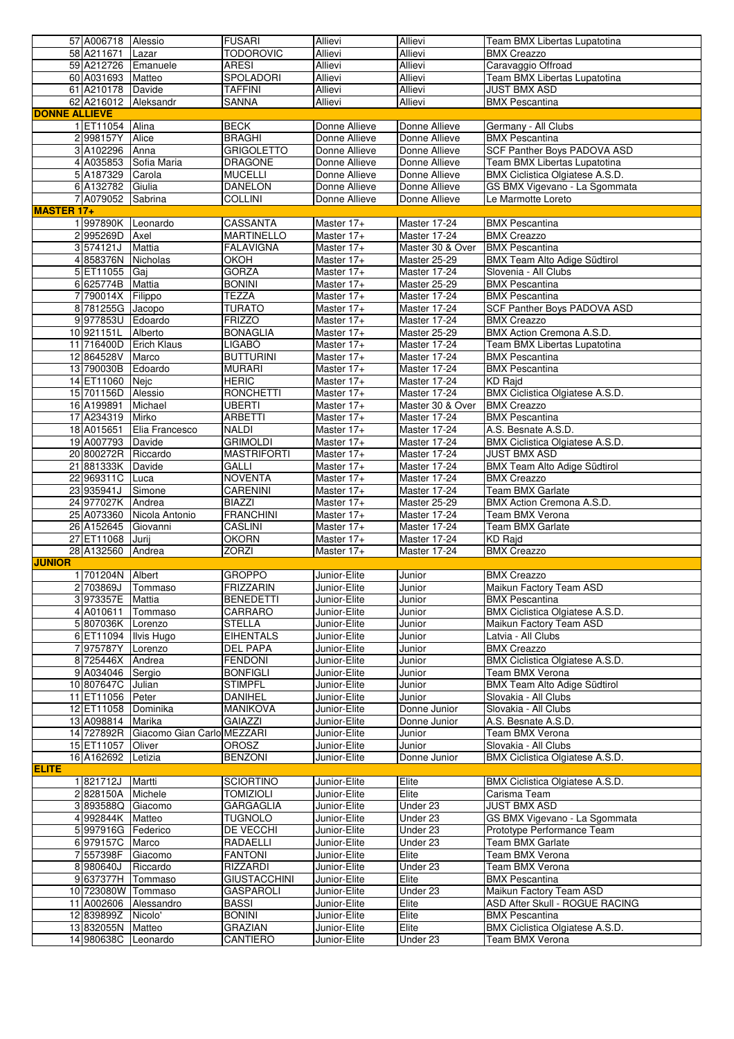| | | | | | | |
|---|---|---|---|---|---|---|
| 57 | A006718 | Alessio | FUSARI | Allievi | Allievi | Team BMX Libertas Lupatotina |
| 58 | A211671 | Lazar | TODOROVIC | Allievi | Allievi | BMX Creazzo |
| 59 | A212726 | Emanuele | ARESI | Allievi | Allievi | Caravaggio Offroad |
| 60 | A031693 | Matteo | SPOLADORI | Allievi | Allievi | Team BMX Libertas Lupatotina |
| 61 | A210178 | Davide | TAFFINI | Allievi | Allievi | JUST BMX ASD |
| 62 | A216012 | Aleksandr | SANNA | Allievi | Allievi | BMX Pescantina |
| **DONNE ALLIEVE** | | | | | | |
| 1 | ET11054 | Alina | BECK | Donne Allieve | Donne Allieve | Germany - All Clubs |
| 2 | 998157Y | Alice | BRAGHI | Donne Allieve | Donne Allieve | BMX Pescantina |
| 3 | A102296 | Anna | GRIGOLETTO | Donne Allieve | Donne Allieve | SCF Panther Boys PADOVA ASD |
| 4 | A035853 | Sofia Maria | DRAGONE | Donne Allieve | Donne Allieve | Team BMX Libertas Lupatotina |
| 5 | A187329 | Carola | MUCELLI | Donne Allieve | Donne Allieve | BMX Ciclistica Olgiatese A.S.D. |
| 6 | A132782 | Giulia | DANELON | Donne Allieve | Donne Allieve | GS BMX Vigevano - La Sgommata |
| 7 | A079052 | Sabrina | COLLINI | Donne Allieve | Donne Allieve | Le Marmotte Loreto |
| **MASTER 17+** | | | | | | |
| 1 | 997890K | Leonardo | CASSANTA | Master 17+ | Master 17-24 | BMX Pescantina |
| 2 | 995269D | Axel | MARTINELLO | Master 17+ | Master 17-24 | BMX Creazzo |
| 3 | 574121J | Mattia | FALAVIGNA | Master 17+ | Master 30 & Over | BMX Pescantina |
| 4 | 858376N | Nicholas | OKOH | Master 17+ | Master 25-29 | BMX Team Alto Adige Südtirol |
| 5 | ET11055 | Gaj | GORZA | Master 17+ | Master 17-24 | Slovenia - All Clubs |
| 6 | 625774B | Mattia | BONINI | Master 17+ | Master 25-29 | BMX Pescantina |
| 7 | 790014X | Filippo | TEZZA | Master 17+ | Master 17-24 | BMX Pescantina |
| 8 | 781255G | Jacopo | TURATO | Master 17+ | Master 17-24 | SCF Panther Boys PADOVA ASD |
| 9 | 977853U | Edoardo | FRIZZO | Master 17+ | Master 17-24 | BMX Creazzo |
| 10 | 921151L | Alberto | BONAGLIA | Master 17+ | Master 25-29 | BMX Action Cremona A.S.D. |
| 11 | 716400D | Erich Klaus | LIGABÒ | Master 17+ | Master 17-24 | Team BMX Libertas Lupatotina |
| 12 | 864528V | Marco | BUTTURINI | Master 17+ | Master 17-24 | BMX Pescantina |
| 13 | 790030B | Edoardo | MURARI | Master 17+ | Master 17-24 | BMX Pescantina |
| 14 | ET11060 | Nejc | HERIC | Master 17+ | Master 17-24 | KD Rajd |
| 15 | 701156D | Alessio | RONCHETTI | Master 17+ | Master 17-24 | BMX Ciclistica Olgiatese A.S.D. |
| 16 | A199891 | Michael | UBERTI | Master 17+ | Master 30 & Over | BMX Creazzo |
| 17 | A234319 | Mirko | ARBETTI | Master 17+ | Master 17-24 | BMX Pescantina |
| 18 | A015651 | Elia Francesco | NALDI | Master 17+ | Master 17-24 | A.S. Besnate A.S.D. |
| 19 | A007793 | Davide | GRIMOLDI | Master 17+ | Master 17-24 | BMX Ciclistica Olgiatese A.S.D. |
| 20 | 800272R | Riccardo | MASTRIFORTI | Master 17+ | Master 17-24 | JUST BMX ASD |
| 21 | 881333K | Davide | GALLI | Master 17+ | Master 17-24 | BMX Team Alto Adige Südtirol |
| 22 | 969311C | Luca | NOVENTA | Master 17+ | Master 17-24 | BMX Creazzo |
| 23 | 935941J | Simone | CARENINI | Master 17+ | Master 17-24 | Team BMX Garlate |
| 24 | 977027K | Andrea | BIAZZI | Master 17+ | Master 25-29 | BMX Action Cremona A.S.D. |
| 25 | A073360 | Nicola Antonio | FRANCHINI | Master 17+ | Master 17-24 | Team BMX Verona |
| 26 | A152645 | Giovanni | CASLINI | Master 17+ | Master 17-24 | Team BMX Garlate |
| 27 | ET11068 | Jurij | OKORN | Master 17+ | Master 17-24 | KD Rajd |
| 28 | A132560 | Andrea | ZORZI | Master 17+ | Master 17-24 | BMX Creazzo |
| **JUNIOR** | | | | | | |
| 1 | 701204N | Albert | GROPPO | Junior-Elite | Junior | BMX Creazzo |
| 2 | 703869J | Tommaso | FRIZZARIN | Junior-Elite | Junior | Maikun Factory Team ASD |
| 3 | 973357E | Mattia | BENEDETTI | Junior-Elite | Junior | BMX Pescantina |
| 4 | A010611 | Tommaso | CARRARO | Junior-Elite | Junior | BMX Ciclistica Olgiatese A.S.D. |
| 5 | 807036K | Lorenzo | STELLA | Junior-Elite | Junior | Maikun Factory Team ASD |
| 6 | ET11094 | Ilvis Hugo | EIHENTALS | Junior-Elite | Junior | Latvia - All Clubs |
| 7 | 975787Y | Lorenzo | DEL PAPA | Junior-Elite | Junior | BMX Creazzo |
| 8 | 725446X | Andrea | FENDONI | Junior-Elite | Junior | BMX Ciclistica Olgiatese A.S.D. |
| 9 | A034046 | Sergio | BONFIGLI | Junior-Elite | Junior | Team BMX Verona |
| 10 | 807647C | Julian | STIMPFL | Junior-Elite | Junior | BMX Team Alto Adige Südtirol |
| 11 | ET11056 | Peter | DANIHEL | Junior-Elite | Junior | Slovakia - All Clubs |
| 12 | ET11058 | Dominika | MANIKOVA | Junior-Elite | Donne Junior | Slovakia - All Clubs |
| 13 | A098814 | Marika | GAIAZZI | Junior-Elite | Donne Junior | A.S. Besnate A.S.D. |
| 14 | 727892R | Giacomo Gian Carlo | MEZZARI | Junior-Elite | Junior | Team BMX Verona |
| 15 | ET11057 | Oliver | OROSZ | Junior-Elite | Junior | Slovakia - All Clubs |
| 16 | A162692 | Letizia | BENZONI | Junior-Elite | Donne Junior | BMX Ciclistica Olgiatese A.S.D. |
| **ELITE** | | | | | | |
| 1 | 821712J | Martti | SCIORTINO | Junior-Elite | Elite | BMX Ciclistica Olgiatese A.S.D. |
| 2 | 828150A | Michele | TOMIZIOLI | Junior-Elite | Elite | Carisma Team |
| 3 | 893588Q | Giacomo | GARGAGLIA | Junior-Elite | Under 23 | JUST BMX ASD |
| 4 | 992844K | Matteo | TUGNOLO | Junior-Elite | Under 23 | GS BMX Vigevano - La Sgommata |
| 5 | 997916G | Federico | DE VECCHI | Junior-Elite | Under 23 | Prototype Performance Team |
| 6 | 979157C | Marco | RADAELLI | Junior-Elite | Under 23 | Team BMX Garlate |
| 7 | 557398F | Giacomo | FANTONI | Junior-Elite | Elite | Team BMX Verona |
| 8 | 980640J | Riccardo | RIZZARDI | Junior-Elite | Under 23 | Team BMX Verona |
| 9 | 637377H | Tommaso | GIUSTACCHINI | Junior-Elite | Elite | BMX Pescantina |
| 10 | 723080W | Tommaso | GASPAROLI | Junior-Elite | Under 23 | Maikun Factory Team ASD |
| 11 | A002606 | Alessandro | BASSI | Junior-Elite | Elite | ASD After Skull - ROGUE RACING |
| 12 | 839899Z | Nicolo' | BONINI | Junior-Elite | Elite | BMX Pescantina |
| 13 | 832055N | Matteo | GRAZIAN | Junior-Elite | Elite | BMX Ciclistica Olgiatese A.S.D. |
| 14 | 980638C | Leonardo | CANTIERO | Junior-Elite | Under 23 | Team BMX Verona |